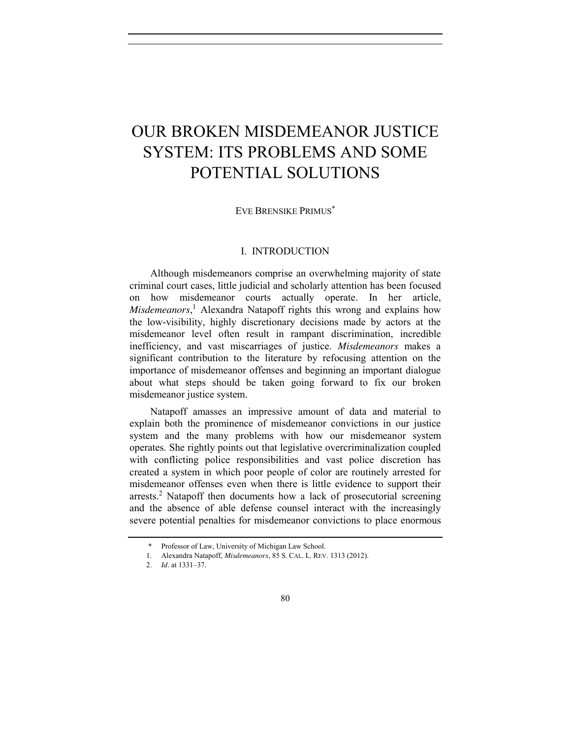# OUR BROKEN MISDEMEANOR JUSTICE SYSTEM: ITS PROBLEMS AND SOME POTENTIAL SOLUTIONS

EVE BRENSIKE PRIMUS*

## I. INTRODUCTION

Although misdemeanors comprise an overwhelming majority of state criminal court cases, little judicial and scholarly attention has been focused on how misdemeanor courts actually operate. In her article, *Misdemeanors*,[1] Alexandra Natapoff rights this wrong and explains how the low-visibility, highly discretionary decisions made by actors at the misdemeanor level often result in rampant discrimination, incredible inefficiency, and vast miscarriages of justice. *Misdemeanors* makes a significant contribution to the literature by refocusing attention on the importance of misdemeanor offenses and beginning an important dialogue about what steps should be taken going forward to fix our broken misdemeanor justice system.

Natapoff amasses an impressive amount of data and material to explain both the prominence of misdemeanor convictions in our justice system and the many problems with how our misdemeanor system operates. She rightly points out that legislative overcriminalization coupled with conflicting police responsibilities and vast police discretion has created a system in which poor people of color are routinely arrested for misdemeanor offenses even when there is little evidence to support their arrests.[2] Natapoff then documents how a lack of prosecutorial screening and the absence of able defense counsel interact with the increasingly severe potential penalties for misdemeanor convictions to place enormous

---

\* Professor of Law, University of Michigan Law School.

1. Alexandra Natapoff, *Misdemeanors*, 85 S. CAL. L. REV. 1313 (2012).

2. *Id*. at 1331–37.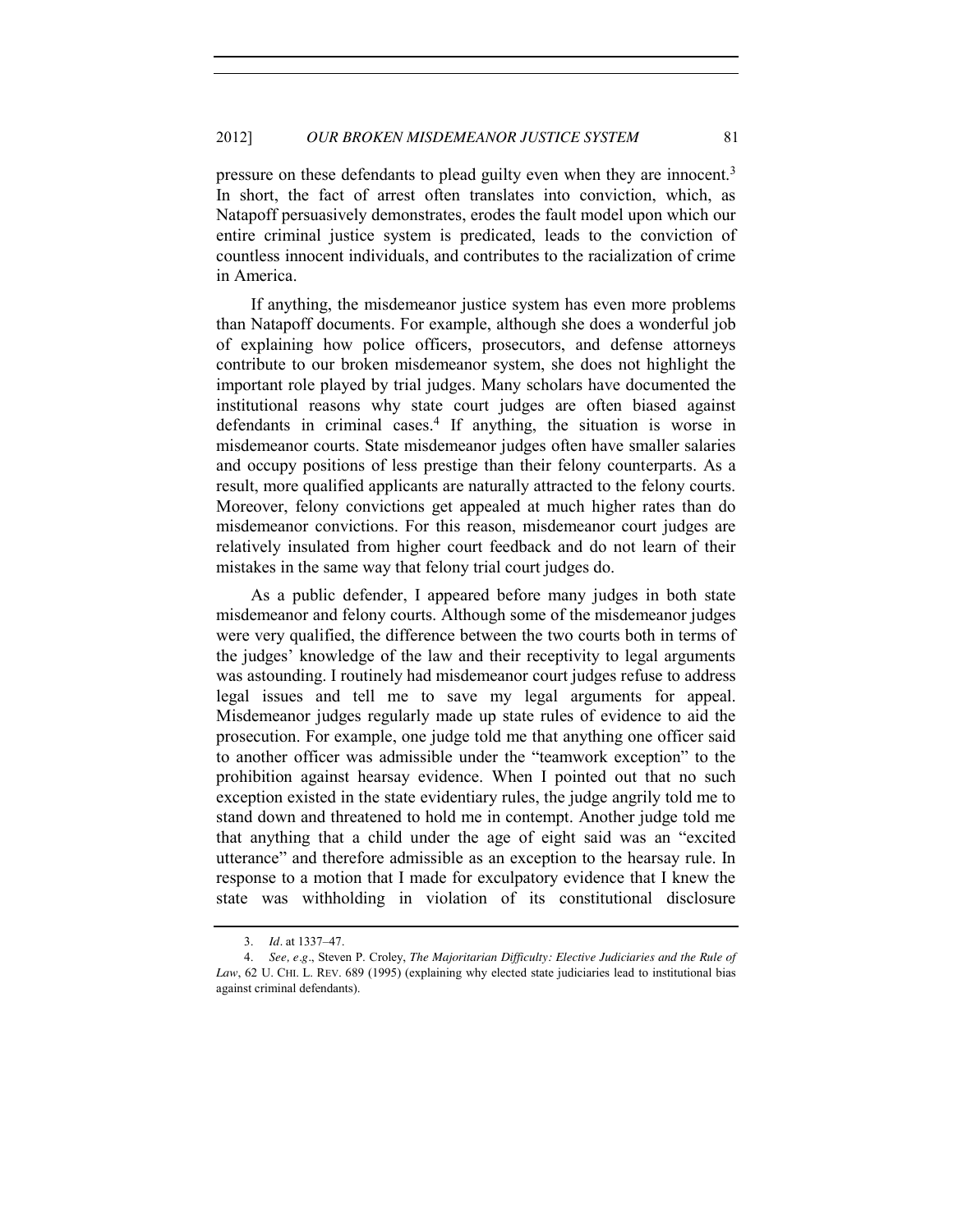pressure on these defendants to plead guilty even when they are innocent.[3] In short, the fact of arrest often translates into conviction, which, as Natapoff persuasively demonstrates, erodes the fault model upon which our entire criminal justice system is predicated, leads to the conviction of countless innocent individuals, and contributes to the racialization of crime in America.

If anything, the misdemeanor justice system has even more problems than Natapoff documents. For example, although she does a wonderful job of explaining how police officers, prosecutors, and defense attorneys contribute to our broken misdemeanor system, she does not highlight the important role played by trial judges. Many scholars have documented the institutional reasons why state court judges are often biased against defendants in criminal cases.[4] If anything, the situation is worse in misdemeanor courts. State misdemeanor judges often have smaller salaries and occupy positions of less prestige than their felony counterparts. As a result, more qualified applicants are naturally attracted to the felony courts. Moreover, felony convictions get appealed at much higher rates than do misdemeanor convictions. For this reason, misdemeanor court judges are relatively insulated from higher court feedback and do not learn of their mistakes in the same way that felony trial court judges do.

As a public defender, I appeared before many judges in both state misdemeanor and felony courts. Although some of the misdemeanor judges were very qualified, the difference between the two courts both in terms of the judges' knowledge of the law and their receptivity to legal arguments was astounding. I routinely had misdemeanor court judges refuse to address legal issues and tell me to save my legal arguments for appeal. Misdemeanor judges regularly made up state rules of evidence to aid the prosecution. For example, one judge told me that anything one officer said to another officer was admissible under the "teamwork exception" to the prohibition against hearsay evidence. When I pointed out that no such exception existed in the state evidentiary rules, the judge angrily told me to stand down and threatened to hold me in contempt. Another judge told me that anything that a child under the age of eight said was an "excited utterance" and therefore admissible as an exception to the hearsay rule. In response to a motion that I made for exculpatory evidence that I knew the state was withholding in violation of its constitutional disclosure

---

3. *Id*. at 1337–47.

4. *See, e.g*., Steven P. Croley, *The Majoritarian Difficulty: Elective Judiciaries and the Rule of Law*, 62 U. CHI. L. REV. 689 (1995) (explaining why elected state judiciaries lead to institutional bias against criminal defendants).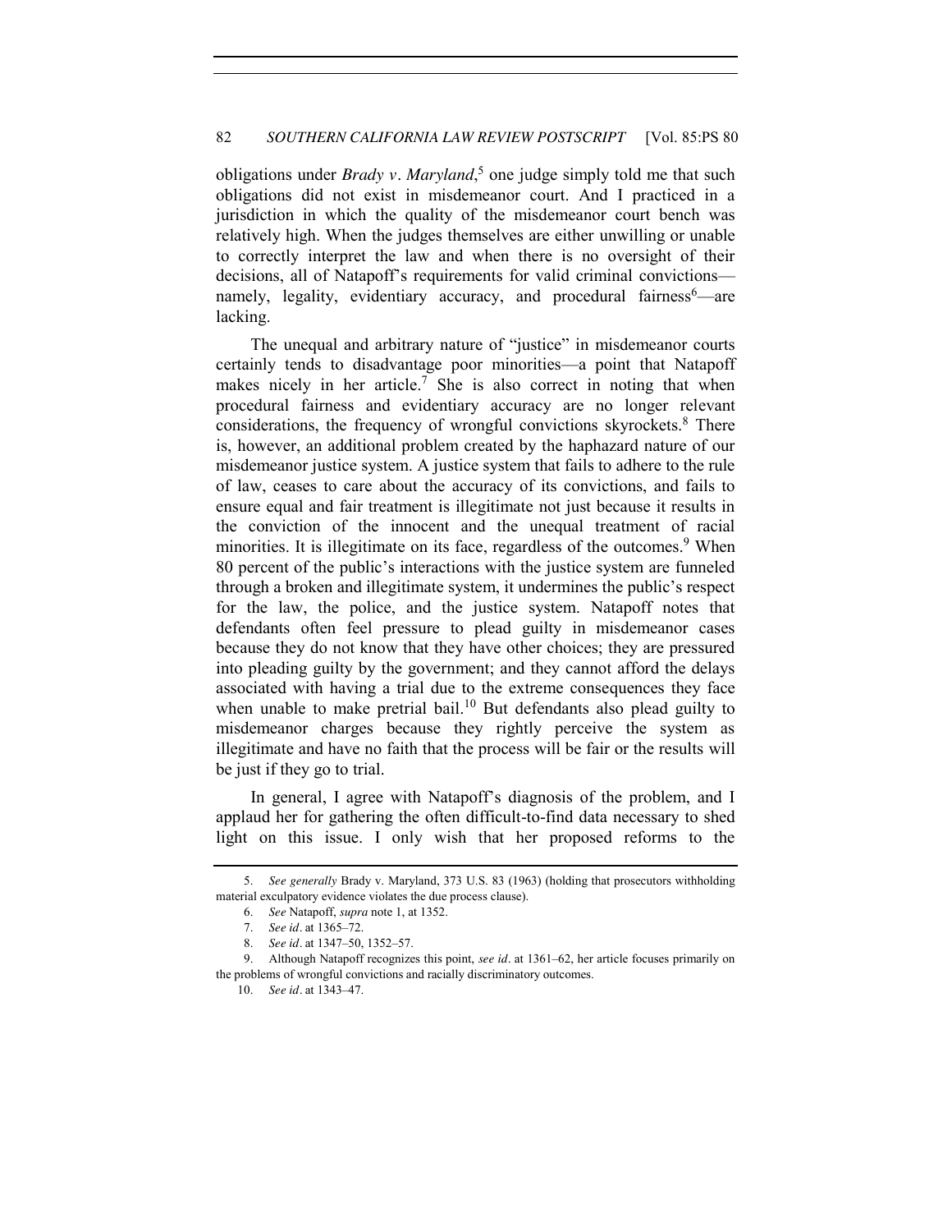obligations under *Brady v. Maryland*,[5] one judge simply told me that such obligations did not exist in misdemeanor court. And I practiced in a jurisdiction in which the quality of the misdemeanor court bench was relatively high. When the judges themselves are either unwilling or unable to correctly interpret the law and when there is no oversight of their decisions, all of Natapoff's requirements for valid criminal convictions—namely, legality, evidentiary accuracy, and procedural fairness[6]—are lacking.

The unequal and arbitrary nature of "justice" in misdemeanor courts certainly tends to disadvantage poor minorities—a point that Natapoff makes nicely in her article.[7] She is also correct in noting that when procedural fairness and evidentiary accuracy are no longer relevant considerations, the frequency of wrongful convictions skyrockets.[8] There is, however, an additional problem created by the haphazard nature of our misdemeanor justice system. A justice system that fails to adhere to the rule of law, ceases to care about the accuracy of its convictions, and fails to ensure equal and fair treatment is illegitimate not just because it results in the conviction of the innocent and the unequal treatment of racial minorities. It is illegitimate on its face, regardless of the outcomes.[9] When 80 percent of the public's interactions with the justice system are funneled through a broken and illegitimate system, it undermines the public's respect for the law, the police, and the justice system. Natapoff notes that defendants often feel pressure to plead guilty in misdemeanor cases because they do not know that they have other choices; they are pressured into pleading guilty by the government; and they cannot afford the delays associated with having a trial due to the extreme consequences they face when unable to make pretrial bail.[10] But defendants also plead guilty to misdemeanor charges because they rightly perceive the system as illegitimate and have no faith that the process will be fair or the results will be just if they go to trial.

In general, I agree with Natapoff's diagnosis of the problem, and I applaud her for gathering the often difficult-to-find data necessary to shed light on this issue. I only wish that her proposed reforms to the

5. *See generally* Brady v. Maryland, 373 U.S. 83 (1963) (holding that prosecutors withholding material exculpatory evidence violates the due process clause).

6. *See* Natapoff, *supra* note 1, at 1352.

7. *See id*. at 1365–72.

8. *See id*. at 1347–50, 1352–57.

9. Although Natapoff recognizes this point, *see id*. at 1361–62, her article focuses primarily on the problems of wrongful convictions and racially discriminatory outcomes.

10. *See id*. at 1343–47.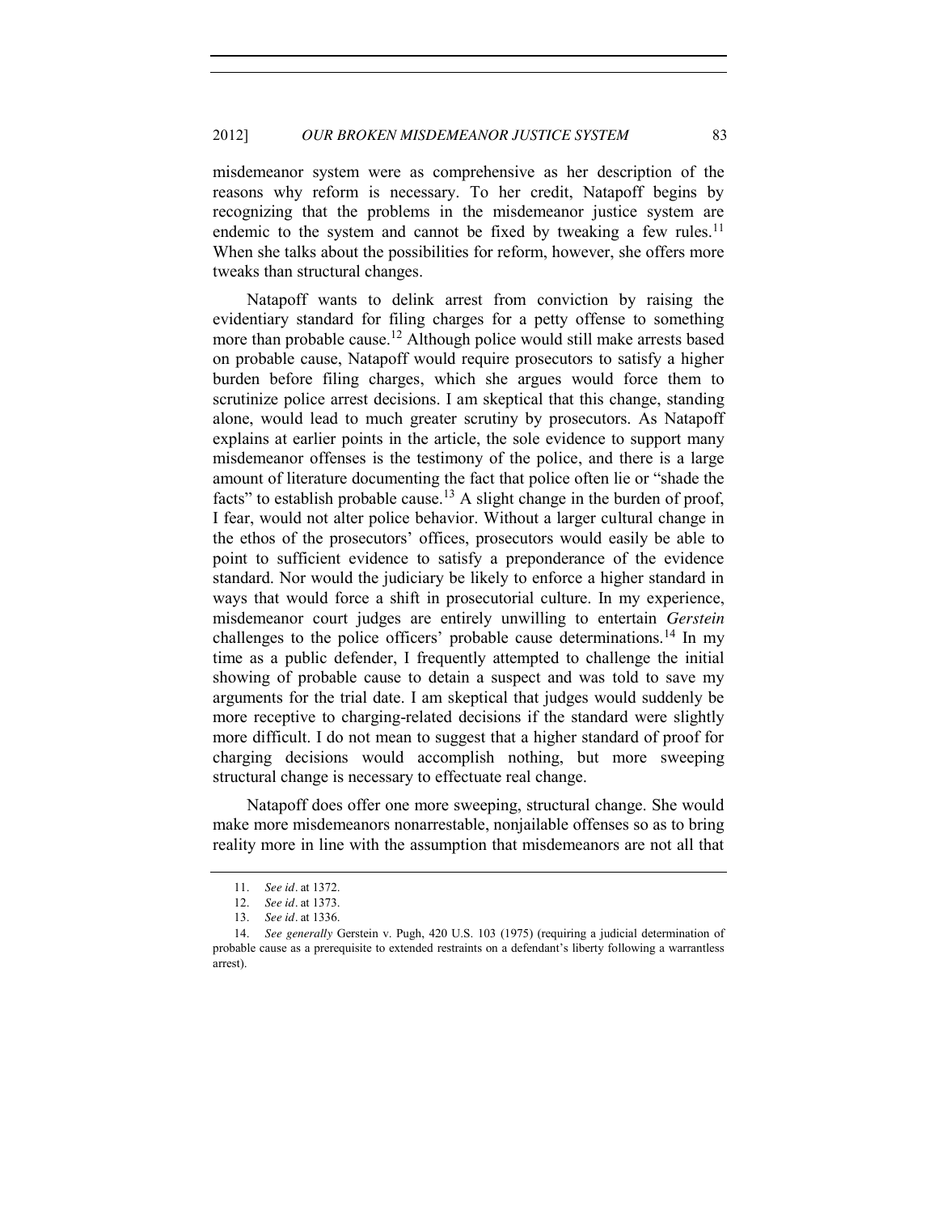misdemeanor system were as comprehensive as her description of the reasons why reform is necessary. To her credit, Natapoff begins by recognizing that the problems in the misdemeanor justice system are endemic to the system and cannot be fixed by tweaking a few rules.[11] When she talks about the possibilities for reform, however, she offers more tweaks than structural changes.

Natapoff wants to delink arrest from conviction by raising the evidentiary standard for filing charges for a petty offense to something more than probable cause.[12] Although police would still make arrests based on probable cause, Natapoff would require prosecutors to satisfy a higher burden before filing charges, which she argues would force them to scrutinize police arrest decisions. I am skeptical that this change, standing alone, would lead to much greater scrutiny by prosecutors. As Natapoff explains at earlier points in the article, the sole evidence to support many misdemeanor offenses is the testimony of the police, and there is a large amount of literature documenting the fact that police often lie or "shade the facts" to establish probable cause.[13] A slight change in the burden of proof, I fear, would not alter police behavior. Without a larger cultural change in the ethos of the prosecutors' offices, prosecutors would easily be able to point to sufficient evidence to satisfy a preponderance of the evidence standard. Nor would the judiciary be likely to enforce a higher standard in ways that would force a shift in prosecutorial culture. In my experience, misdemeanor court judges are entirely unwilling to entertain *Gerstein* challenges to the police officers' probable cause determinations.[14] In my time as a public defender, I frequently attempted to challenge the initial showing of probable cause to detain a suspect and was told to save my arguments for the trial date. I am skeptical that judges would suddenly be more receptive to charging-related decisions if the standard were slightly more difficult. I do not mean to suggest that a higher standard of proof for charging decisions would accomplish nothing, but more sweeping structural change is necessary to effectuate real change.

Natapoff does offer one more sweeping, structural change. She would make more misdemeanors nonarrestable, nonjailable offenses so as to bring reality more in line with the assumption that misdemeanors are not all that

---

11. *See id*. at 1372.
12. *See id*. at 1373.
13. *See id*. at 1336.
14. *See generally* Gerstein v. Pugh, 420 U.S. 103 (1975) (requiring a judicial determination of probable cause as a prerequisite to extended restraints on a defendant's liberty following a warrantless arrest).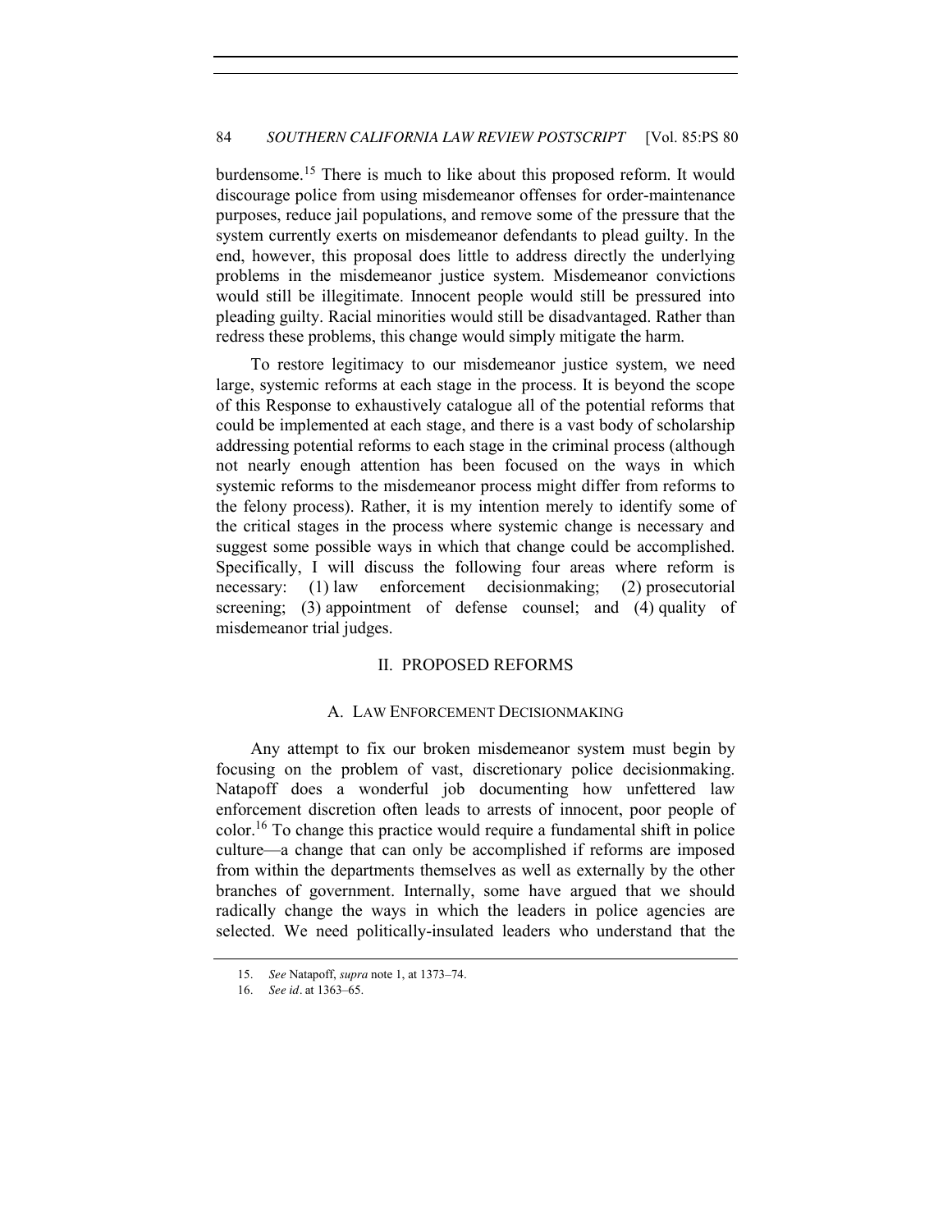burdensome.[15] There is much to like about this proposed reform. It would discourage police from using misdemeanor offenses for order-maintenance purposes, reduce jail populations, and remove some of the pressure that the system currently exerts on misdemeanor defendants to plead guilty. In the end, however, this proposal does little to address directly the underlying problems in the misdemeanor justice system. Misdemeanor convictions would still be illegitimate. Innocent people would still be pressured into pleading guilty. Racial minorities would still be disadvantaged. Rather than redress these problems, this change would simply mitigate the harm.

To restore legitimacy to our misdemeanor justice system, we need large, systemic reforms at each stage in the process. It is beyond the scope of this Response to exhaustively catalogue all of the potential reforms that could be implemented at each stage, and there is a vast body of scholarship addressing potential reforms to each stage in the criminal process (although not nearly enough attention has been focused on the ways in which systemic reforms to the misdemeanor process might differ from reforms to the felony process). Rather, it is my intention merely to identify some of the critical stages in the process where systemic change is necessary and suggest some possible ways in which that change could be accomplished. Specifically, I will discuss the following four areas where reform is necessary: (1) law enforcement decisionmaking; (2) prosecutorial screening; (3) appointment of defense counsel; and (4) quality of misdemeanor trial judges.

## II. PROPOSED REFORMS

### A. LAW ENFORCEMENT DECISIONMAKING

Any attempt to fix our broken misdemeanor system must begin by focusing on the problem of vast, discretionary police decisionmaking. Natapoff does a wonderful job documenting how unfettered law enforcement discretion often leads to arrests of innocent, poor people of color.[16] To change this practice would require a fundamental shift in police culture—a change that can only be accomplished if reforms are imposed from within the departments themselves as well as externally by the other branches of government. Internally, some have argued that we should radically change the ways in which the leaders in police agencies are selected. We need politically-insulated leaders who understand that the

15. *See* Natapoff, *supra* note 1, at 1373–74.

16. *See id*. at 1363–65.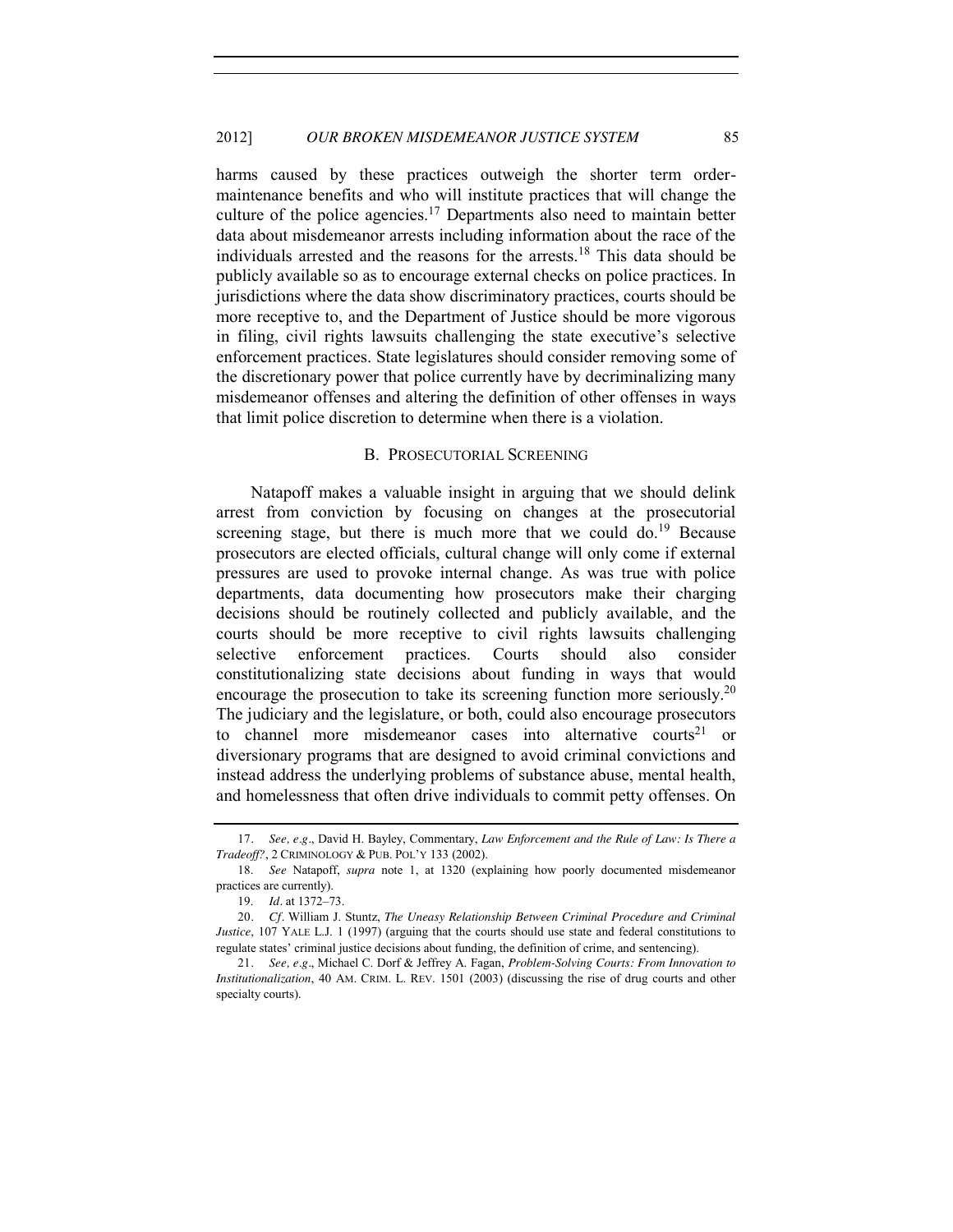harms caused by these practices outweigh the shorter term order-maintenance benefits and who will institute practices that will change the culture of the police agencies.[17] Departments also need to maintain better data about misdemeanor arrests including information about the race of the individuals arrested and the reasons for the arrests.[18] This data should be publicly available so as to encourage external checks on police practices. In jurisdictions where the data show discriminatory practices, courts should be more receptive to, and the Department of Justice should be more vigorous in filing, civil rights lawsuits challenging the state executive's selective enforcement practices. State legislatures should consider removing some of the discretionary power that police currently have by decriminalizing many misdemeanor offenses and altering the definition of other offenses in ways that limit police discretion to determine when there is a violation.

### B. PROSECUTORIAL SCREENING

Natapoff makes a valuable insight in arguing that we should delink arrest from conviction by focusing on changes at the prosecutorial screening stage, but there is much more that we could do.[19] Because prosecutors are elected officials, cultural change will only come if external pressures are used to provoke internal change. As was true with police departments, data documenting how prosecutors make their charging decisions should be routinely collected and publicly available, and the courts should be more receptive to civil rights lawsuits challenging selective enforcement practices. Courts should also consider constitutionalizing state decisions about funding in ways that would encourage the prosecution to take its screening function more seriously.[20] The judiciary and the legislature, or both, could also encourage prosecutors to channel more misdemeanor cases into alternative courts[21] or diversionary programs that are designed to avoid criminal convictions and instead address the underlying problems of substance abuse, mental health, and homelessness that often drive individuals to commit petty offenses. On

---

17. *See, e.g*., David H. Bayley, Commentary, *Law Enforcement and the Rule of Law: Is There a Tradeoff?*, 2 CRIMINOLOGY & PUB. POL'Y 133 (2002).

18. *See* Natapoff, *supra* note 1, at 1320 (explaining how poorly documented misdemeanor practices are currently).

19. *Id*. at 1372–73.

20. *Cf*. William J. Stuntz, *The Uneasy Relationship Between Criminal Procedure and Criminal Justice*, 107 YALE L.J. 1 (1997) (arguing that the courts should use state and federal constitutions to regulate states' criminal justice decisions about funding, the definition of crime, and sentencing).

21. *See, e.g*., Michael C. Dorf & Jeffrey A. Fagan, *Problem-Solving Courts: From Innovation to Institutionalization*, 40 AM. CRIM. L. REV. 1501 (2003) (discussing the rise of drug courts and other specialty courts).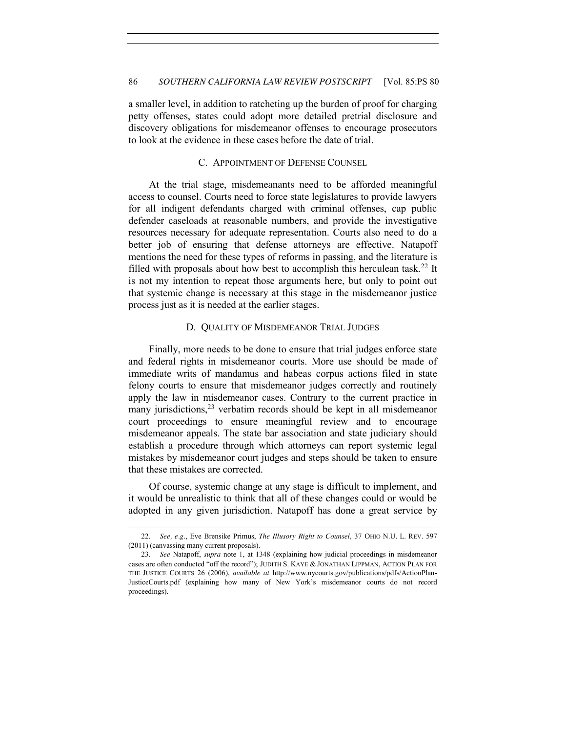a smaller level, in addition to ratcheting up the burden of proof for charging petty offenses, states could adopt more detailed pretrial disclosure and discovery obligations for misdemeanor offenses to encourage prosecutors to look at the evidence in these cases before the date of trial.

### C. Appointment of Defense Counsel

At the trial stage, misdemeanants need to be afforded meaningful access to counsel. Courts need to force state legislatures to provide lawyers for all indigent defendants charged with criminal offenses, cap public defender caseloads at reasonable numbers, and provide the investigative resources necessary for adequate representation. Courts also need to do a better job of ensuring that defense attorneys are effective. Natapoff mentions the need for these types of reforms in passing, and the literature is filled with proposals about how best to accomplish this herculean task.[22] It is not my intention to repeat those arguments here, but only to point out that systemic change is necessary at this stage in the misdemeanor justice process just as it is needed at the earlier stages.

### D. Quality of Misdemeanor Trial Judges

Finally, more needs to be done to ensure that trial judges enforce state and federal rights in misdemeanor courts. More use should be made of immediate writs of mandamus and habeas corpus actions filed in state felony courts to ensure that misdemeanor judges correctly and routinely apply the law in misdemeanor cases. Contrary to the current practice in many jurisdictions,[23] verbatim records should be kept in all misdemeanor court proceedings to ensure meaningful review and to encourage misdemeanor appeals. The state bar association and state judiciary should establish a procedure through which attorneys can report systemic legal mistakes by misdemeanor court judges and steps should be taken to ensure that these mistakes are corrected.

Of course, systemic change at any stage is difficult to implement, and it would be unrealistic to think that all of these changes could or would be adopted in any given jurisdiction. Natapoff has done a great service by

---

22. *See, e.g.*, Eve Brensike Primus, *The Illusory Right to Counsel*, 37 OHIO N.U. L. REV. 597 (2011) (canvassing many current proposals).

23. *See* Natapoff, *supra* note 1, at 1348 (explaining how judicial proceedings in misdemeanor cases are often conducted "off the record"); JUDITH S. KAYE & JONATHAN LIPPMAN, ACTION PLAN FOR THE JUSTICE COURTS 26 (2006), *available at* http://www.nycourts.gov/publications/pdfs/ActionPlan-JusticeCourts.pdf (explaining how many of New York's misdemeanor courts do not record proceedings).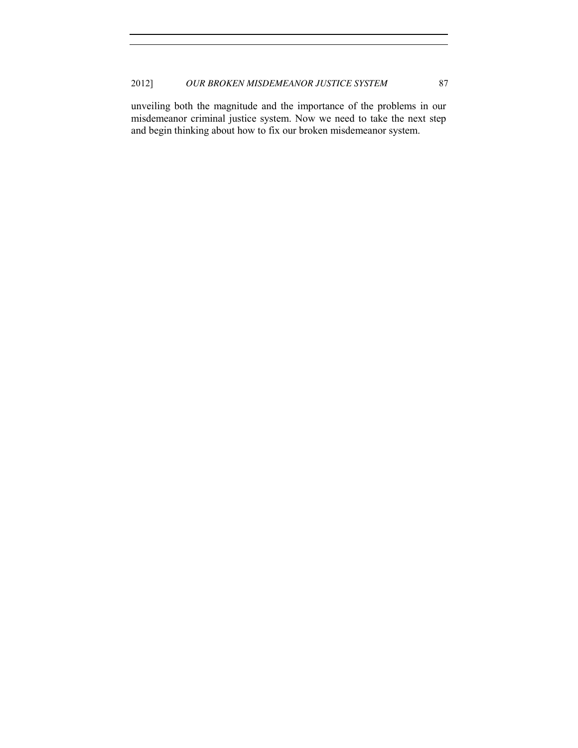unveiling both the magnitude and the importance of the problems in our misdemeanor criminal justice system. Now we need to take the next step and begin thinking about how to fix our broken misdemeanor system.